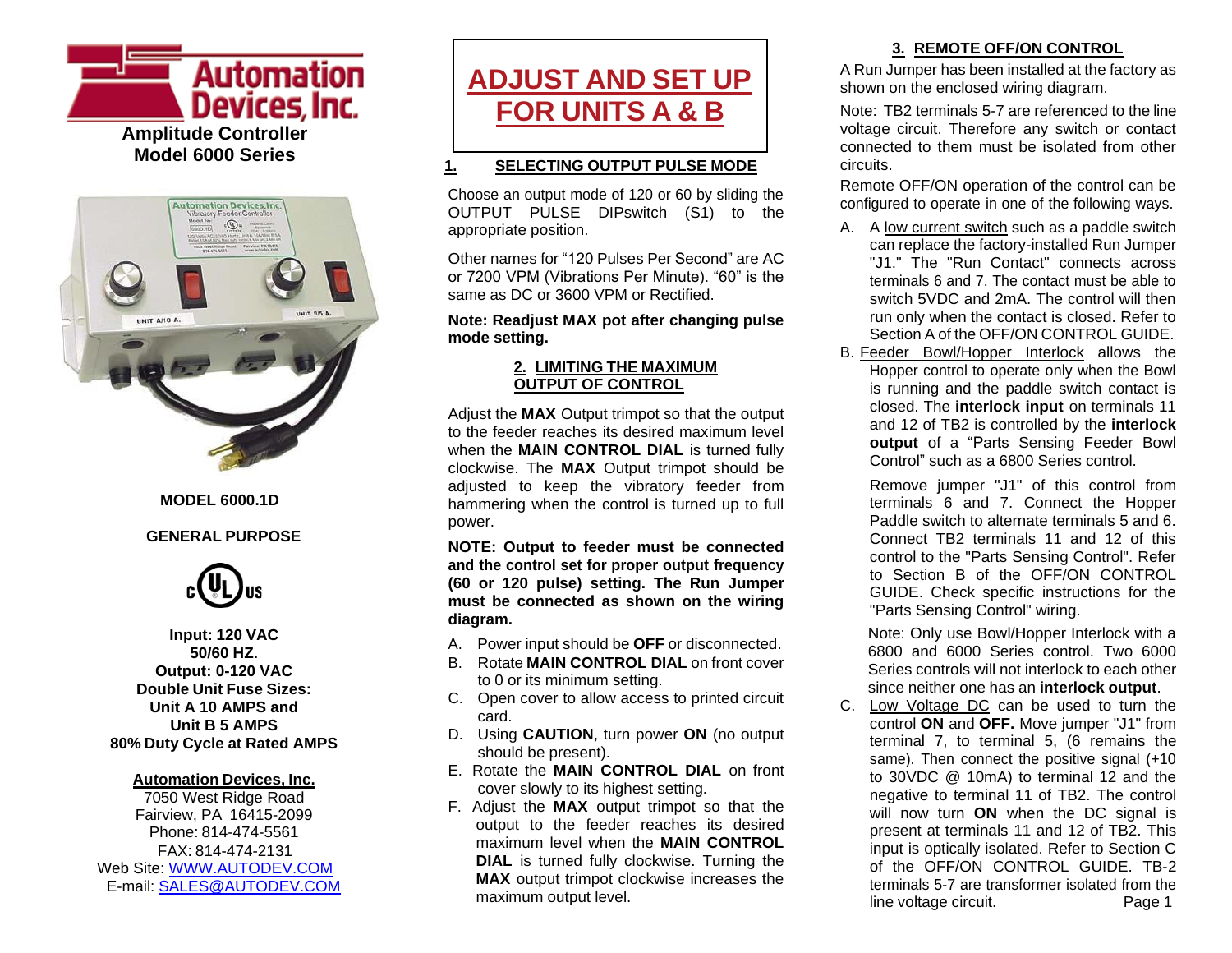# Automation Devices, Inc.

**Amplitude Controller**
**Model 6000 Series**

**MODEL 6000.1D**

**GENERAL PURPOSE**

**Input: 120 VAC**
**50/60 HZ.**
**Output: 0-120 VAC**
**Double Unit Fuse Sizes:**
**Unit A 10 AMPS and**
**Unit B 5 AMPS**
**80% Duty Cycle at Rated AMPS**

**Automation Devices, Inc.**
7050 West Ridge Road
Fairview, PA 16415-2099
Phone: 814-474-5561
FAX: 814-474-2131
Web Site: WWW.AUTODEV.COM
E-mail: SALES@AUTODEV.COM

# ADJUST AND SET UP FOR UNITS A & B

## 1. SELECTING OUTPUT PULSE MODE

Choose an output mode of 120 or 60 by sliding the OUTPUT PULSE DIPswitch (S1) to the appropriate position.

Other names for "120 Pulses Per Second" are AC or 7200 VPM (Vibrations Per Minute). "60" is the same as DC or 3600 VPM or Rectified.

**Note: Readjust MAX pot after changing pulse mode setting.**

## 2. LIMITING THE MAXIMUM OUTPUT OF CONTROL

Adjust the **MAX** Output trimpot so that the output to the feeder reaches its desired maximum level when the **MAIN CONTROL DIAL** is turned fully clockwise. The **MAX** Output trimpot should be adjusted to keep the vibratory feeder from hammering when the control is turned up to full power.

**NOTE: Output to feeder must be connected and the control set for proper output frequency (60 or 120 pulse) setting. The Run Jumper must be connected as shown on the wiring diagram.**

A. Power input should be **OFF** or disconnected.
B. Rotate **MAIN CONTROL DIAL** on front cover to 0 or its minimum setting.
C. Open cover to allow access to printed circuit card.
D. Using **CAUTION**, turn power **ON** (no output should be present).
E. Rotate the **MAIN CONTROL DIAL** on front cover slowly to its highest setting.
F. Adjust the **MAX** output trimpot so that the output to the feeder reaches its desired maximum level when the **MAIN CONTROL DIAL** is turned fully clockwise. Turning the **MAX** output trimpot clockwise increases the maximum output level.

## 3. REMOTE OFF/ON CONTROL

A Run Jumper has been installed at the factory as shown on the enclosed wiring diagram.

Note: TB2 terminals 5-7 are referenced to the line voltage circuit. Therefore any switch or contact connected to them must be isolated from other circuits.

Remote OFF/ON operation of the control can be configured to operate in one of the following ways.

A. A low current switch such as a paddle switch can replace the factory-installed Run Jumper "J1." The "Run Contact" connects across terminals 6 and 7. The contact must be able to switch 5VDC and 2mA. The control will then run only when the contact is closed. Refer to Section A of the OFF/ON CONTROL GUIDE.

B. Feeder Bowl/Hopper Interlock allows the Hopper control to operate only when the Bowl is running and the paddle switch contact is closed. The **interlock input** on terminals 11 and 12 of TB2 is controlled by the **interlock output** of a "Parts Sensing Feeder Bowl Control" such as a 6800 Series control.

   Remove jumper "J1" of this control from terminals 6 and 7. Connect the Hopper Paddle switch to alternate terminals 5 and 6. Connect TB2 terminals 11 and 12 of this control to the "Parts Sensing Control". Refer to Section B of the OFF/ON CONTROL GUIDE. Check specific instructions for the "Parts Sensing Control" wiring.

   Note: Only use Bowl/Hopper Interlock with a 6800 and 6000 Series control. Two 6000 Series controls will not interlock to each other since neither one has an **interlock output**.

C. Low Voltage DC can be used to turn the control **ON** and **OFF.** Move jumper "J1" from terminal 7, to terminal 5, (6 remains the same). Then connect the positive signal (+10 to 30VDC @ 10mA) to terminal 12 and the negative to terminal 11 of TB2. The control will now turn **ON** when the DC signal is present at terminals 11 and 12 of TB2. This input is optically isolated. Refer to Section C of the OFF/ON CONTROL GUIDE. TB-2 terminals 5-7 are transformer isolated from the line voltage circuit.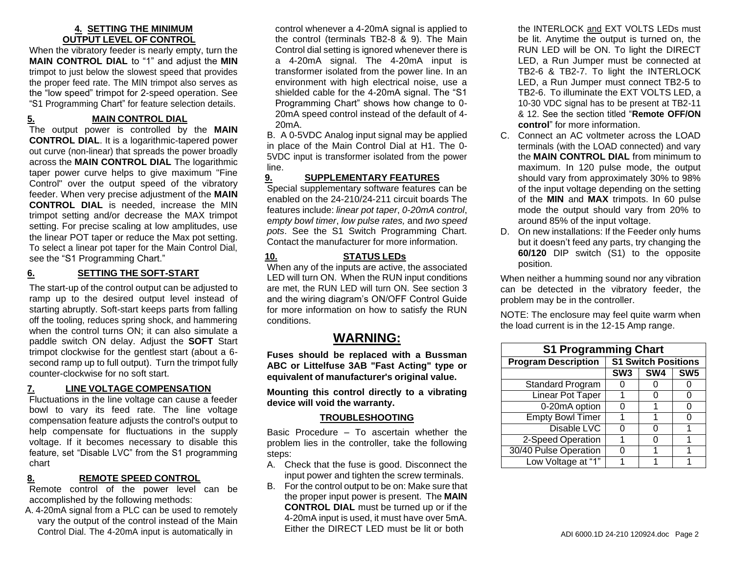## 4. SETTING THE MINIMUM OUTPUT LEVEL OF CONTROL

When the vibratory feeder is nearly empty, turn the **MAIN CONTROL DIAL** to "1" and adjust the **MIN** trimpot to just below the slowest speed that provides the proper feed rate. The MIN trimpot also serves as the "low speed" trimpot for 2-speed operation. See "S1 Programming Chart" for feature selection details.

## 5. MAIN CONTROL DIAL

The output power is controlled by the **MAIN CONTROL DIAL**. It is a logarithmic-tapered power out curve (non-linear) that spreads the power broadly across the **MAIN CONTROL DIAL** The logarithmic taper power curve helps to give maximum "Fine Control" over the output speed of the vibratory feeder. When very precise adjustment of the **MAIN CONTROL DIAL** is needed, increase the MIN trimpot setting and/or decrease the MAX trimpot setting. For precise scaling at low amplitudes, use the linear POT taper or reduce the Max pot setting. To select a linear pot taper for the Main Control Dial, see the "S1 Programming Chart."

## 6. SETTING THE SOFT-START

The start-up of the control output can be adjusted to ramp up to the desired output level instead of starting abruptly. Soft-start keeps parts from falling off the tooling, reduces spring shock, and hammering when the control turns ON; it can also simulate a paddle switch ON delay. Adjust the **SOFT** Start trimpot clockwise for the gentlest start (about a 6-second ramp up to full output). Turn the trimpot fully counter-clockwise for no soft start.

## 7. LINE VOLTAGE COMPENSATION

Fluctuations in the line voltage can cause a feeder bowl to vary its feed rate. The line voltage compensation feature adjusts the control's output to help compensate for fluctuations in the supply voltage. If it becomes necessary to disable this feature, set "Disable LVC" from the S1 programming chart

## 8. REMOTE SPEED CONTROL

Remote control of the power level can be accomplished by the following methods:

A. 4-20mA signal from a PLC can be used to remotely vary the output of the control instead of the Main Control Dial. The 4-20mA input is automatically in control whenever a 4-20mA signal is applied to the control (terminals TB2-8 & 9). The Main Control dial setting is ignored whenever there is a 4-20mA signal. The 4-20mA input is transformer isolated from the power line. In an environment with high electrical noise, use a shielded cable for the 4-20mA signal. The "S1 Programming Chart" shows how change to 0-20mA speed control instead of the default of 4-20mA.

B. A 0-5VDC Analog input signal may be applied in place of the Main Control Dial at H1. The 0-5VDC input is transformer isolated from the power line.

## 9. SUPPLEMENTARY FEATURES

Special supplementary software features can be enabled on the 24-210/24-211 circuit boards The features include: *linear pot taper*, *0-20mA control*, *empty bowl timer*, *low pulse rates,* and *two speed pots*. See the S1 Switch Programming Chart. Contact the manufacturer for more information.

## 10. STATUS LEDs

When any of the inputs are active, the associated LED will turn ON. When the RUN input conditions are met, the RUN LED will turn ON. See section 3 and the wiring diagram's ON/OFF Control Guide for more information on how to satisfy the RUN conditions.

# WARNING:

**Fuses should be replaced with a Bussman ABC or Littelfuse 3AB "Fast Acting" type or equivalent of manufacturer's original value.**

**Mounting this control directly to a vibrating device will void the warranty.**

## TROUBLESHOOTING

Basic Procedure – To ascertain whether the problem lies in the controller, take the following steps:

A. Check that the fuse is good. Disconnect the input power and tighten the screw terminals.

B. For the control output to be on: Make sure that the proper input power is present. The **MAIN CONTROL DIAL** must be turned up or if the 4-20mA input is used, it must have over 5mA. Either the DIRECT LED must be lit or both the INTERLOCK and EXT VOLTS LEDs must be lit. Anytime the output is turned on, the RUN LED will be ON. To light the DIRECT LED, a Run Jumper must be connected at TB2-6 & TB2-7. To light the INTERLOCK LED, a Run Jumper must connect TB2-5 to TB2-6. To illuminate the EXT VOLTS LED, a 10-30 VDC signal has to be present at TB2-11 & 12. See the section titled "**Remote OFF/ON control**" for more information.

C. Connect an AC voltmeter across the LOAD terminals (with the LOAD connected) and vary the **MAIN CONTROL DIAL** from minimum to maximum. In 120 pulse mode, the output should vary from approximately 30% to 98% of the input voltage depending on the setting of the **MIN** and **MAX** trimpots. In 60 pulse mode the output should vary from 20% to around 85% of the input voltage.

D. On new installations: If the Feeder only hums but it doesn't feed any parts, try changing the **60/120** DIP switch (S1) to the opposite position.

When neither a humming sound nor any vibration can be detected in the vibratory feeder, the problem may be in the controller.

NOTE: The enclosure may feel quite warm when the load current is in the 12-15 Amp range.

| S1 Programming Chart | | | |
|---|---|---|---|
| **Program Description** | **S1 Switch Positions** | | |
| | **SW3** | **SW4** | **SW5** |
| Standard Program | 0 | 0 | 0 |
| Linear Pot Taper | 1 | 0 | 0 |
| 0-20mA option | 0 | 1 | 0 |
| Empty Bowl Timer | 1 | 1 | 0 |
| Disable LVC | 0 | 0 | 1 |
| 2-Speed Operation | 1 | 0 | 1 |
| 30/40 Pulse Operation | 0 | 1 | 1 |
| Low Voltage at "1" | 1 | 1 | 1 |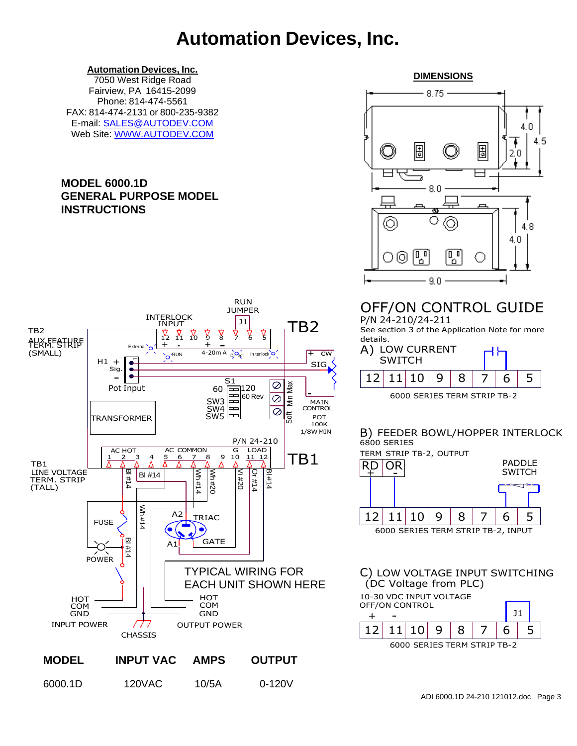# Automation Devices, Inc.

**Automation Devices, Inc.**
7050 West Ridge Road
Fairview, PA 16415-2099
Phone: 814-474-5561
FAX: 814-474-2131 or 800-235-9382
E-mail: SALES@AUTODEV.COM
Web Site: WWW.AUTODEV.COM

**MODEL 6000.1D**
**GENERAL PURPOSE MODEL**
**INSTRUCTIONS**

**DIMENSIONS**

8.75
4.0
4.5
2.0
8.0
4.8
4.0
9.0

TB2
AUX FEATURE TERM. STRIP (SMALL)
INTERLOCK INPUT
RUN JUMPER
J1
TB2
12 11 10 9 8 7 6 5
+ - + -
External
RUN
4-20m A
Direct
In ter lock
H1 +
Sig.
-
Pot Input
+ CW
SIG
-
MAIN CONTROL POT 100K 1/8W MIN
S1
60 120
60 Rev
SW3
SW4
SW5
Soft Min Max
TRANSFORMER
P/N 24-210
TB1
LINE VOLTAGE TERM. STRIP (TALL)
AC HOT
AC COMMON
G
LOAD
1 2 3 4 5 6 7 8 9 10 11 12
TB1
Bl #14
Bl #14
Wh #14
Wh #20
Vi #20
Or #14
Bl #14
Wh #14
Bl #14
FUSE
POWER
A2
TRIAC
A1
GATE
TYPICAL WIRING FOR EACH UNIT SHOWN HERE
HOT
COM
GND
INPUT POWER
CHASSIS
HOT
COM
GND
OUTPUT POWER

| MODEL | INPUT VAC | AMPS | OUTPUT |
|---|---|---|---|
| 6000.1D | 120VAC | 10/5A | 0-120V |

## OFF/ON CONTROL GUIDE

P/N 24-210/24-211
See section 3 of the Application Note for more details.

A) LOW CURRENT SWITCH

12 11 10 9 8 7 6 5
6000 SERIES TERM STRIP TB-2

B) FEEDER BOWL/HOPPER INTERLOCK
6800 SERIES
TERM STRIP TB-2, OUTPUT
RD + OR -
PADDLE SWITCH
12 11 10 9 8 7 6 5
6000 SERIES TERM STRIP TB-2, INPUT

C) LOW VOLTAGE INPUT SWITCHING (DC Voltage from PLC)
10-30 VDC INPUT VOLTAGE
OFF/ON CONTROL
+ -
J1
12 11 10 9 8 7 6 5
6000 SERIES TERM STRIP TB-2

ADI 6000.1D 24-210 121012.doc